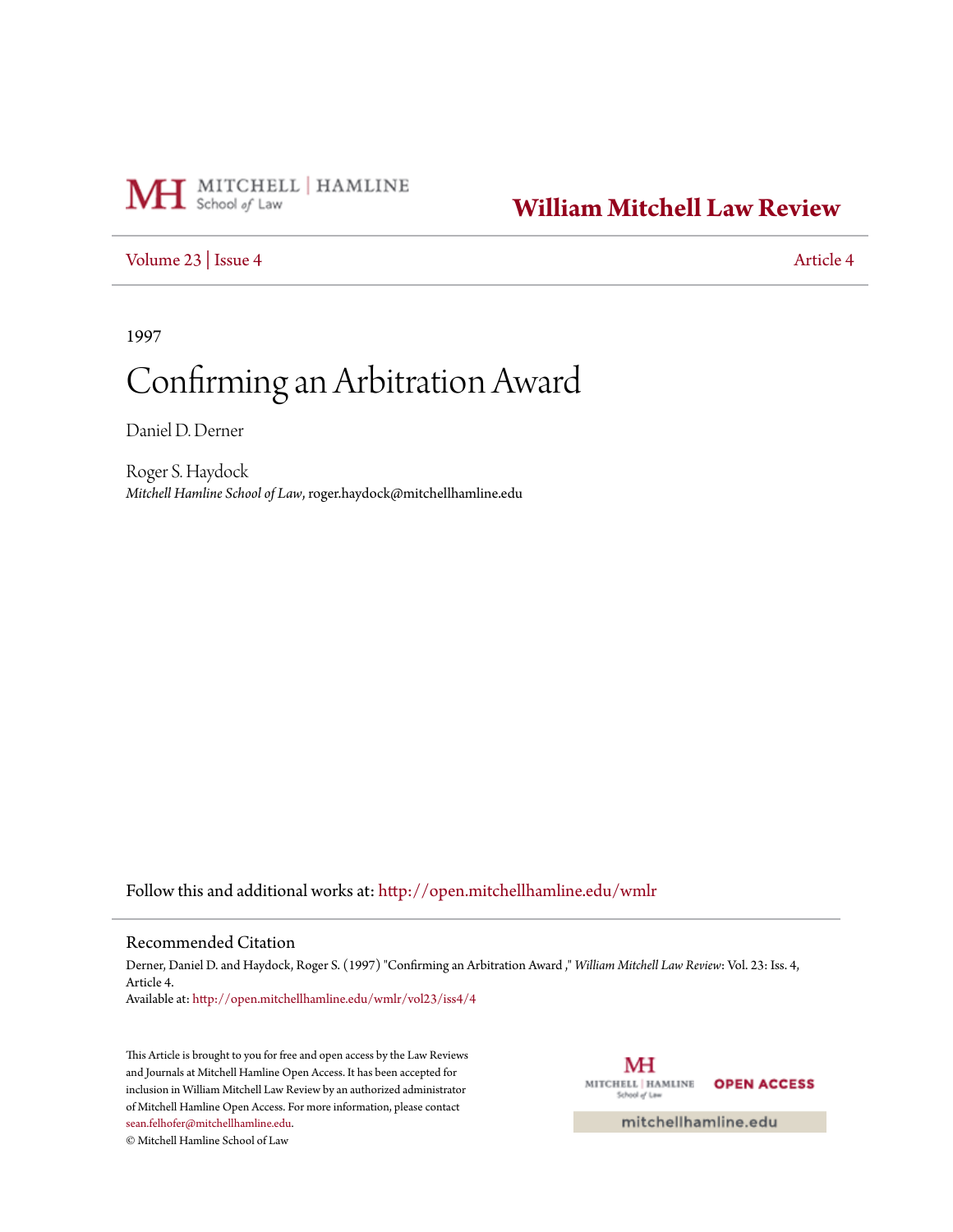MITCHELL | HAMLINE School *of* Law

# William Mitchell Law Review

Volume 23 | Issue 4 — Article 4

1997

# Confirming an Arbitration Award

Daniel D. Derner

Roger S. Haydock
*Mitchell Hamline School of Law*, roger.haydock@mitchellhamline.edu

Follow this and additional works at: http://open.mitchellhamline.edu/wmlr

## Recommended Citation

Derner, Daniel D. and Haydock, Roger S. (1997) "Confirming an Arbitration Award ," *William Mitchell Law Review*: Vol. 23: Iss. 4, Article 4.
Available at: http://open.mitchellhamline.edu/wmlr/vol23/iss4/4

This Article is brought to you for free and open access by the Law Reviews and Journals at Mitchell Hamline Open Access. It has been accepted for inclusion in William Mitchell Law Review by an authorized administrator of Mitchell Hamline Open Access. For more information, please contact sean.felhofer@mitchellhamline.edu.
© Mitchell Hamline School of Law

MITCHELL | HAMLINE School of Law — OPEN ACCESS

mitchellhamline.edu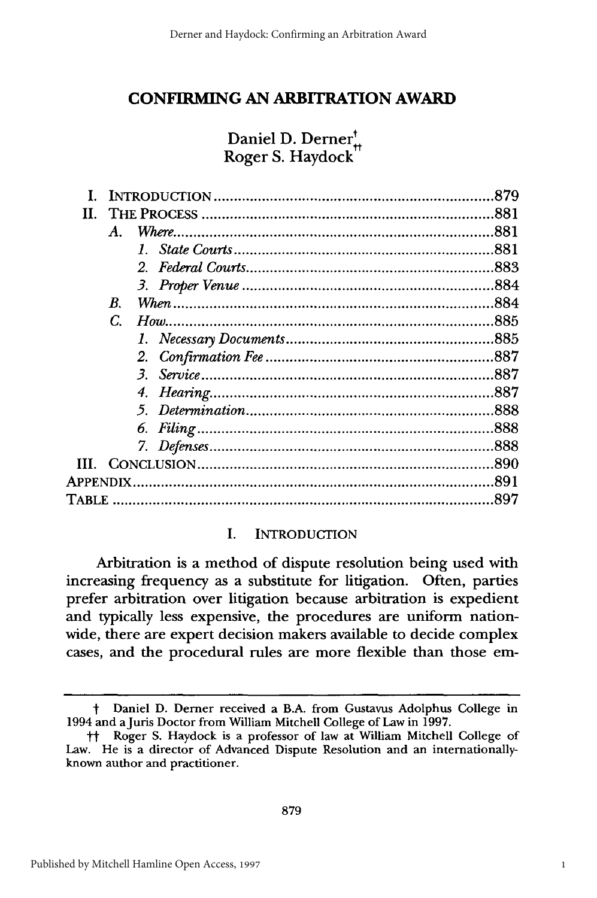# CONFIRMING AN ARBITRATION AWARD

Daniel D. Derner[†]
Roger S. Haydock[††]

| | | |
|---|---|---|
| I. | INTRODUCTION | 879 |
| II. | THE PROCESS | 881 |
| | *A. Where* | 881 |
| | *1. State Courts* | 881 |
| | *2. Federal Courts* | 883 |
| | *3. Proper Venue* | 884 |
| | *B. When* | 884 |
| | *C. How* | 885 |
| | *1. Necessary Documents* | 885 |
| | *2. Confirmation Fee* | 887 |
| | *3. Service* | 887 |
| | *4. Hearing* | 887 |
| | *5. Determination* | 888 |
| | *6. Filing* | 888 |
| | *7. Defenses* | 888 |
| III. | CONCLUSION | 890 |
| APPENDIX | | 891 |
| TABLE | | 897 |

## I. INTRODUCTION

Arbitration is a method of dispute resolution being used with increasing frequency as a substitute for litigation. Often, parties prefer arbitration over litigation because arbitration is expedient and typically less expensive, the procedures are uniform nationwide, there are expert decision makers available to decide complex cases, and the procedural rules are more flexible than those em-

---

† Daniel D. Derner received a B.A. from Gustavus Adolphus College in 1994 and a Juris Doctor from William Mitchell College of Law in 1997.

†† Roger S. Haydock is a professor of law at William Mitchell College of Law. He is a director of Advanced Dispute Resolution and an internationally-known author and practitioner.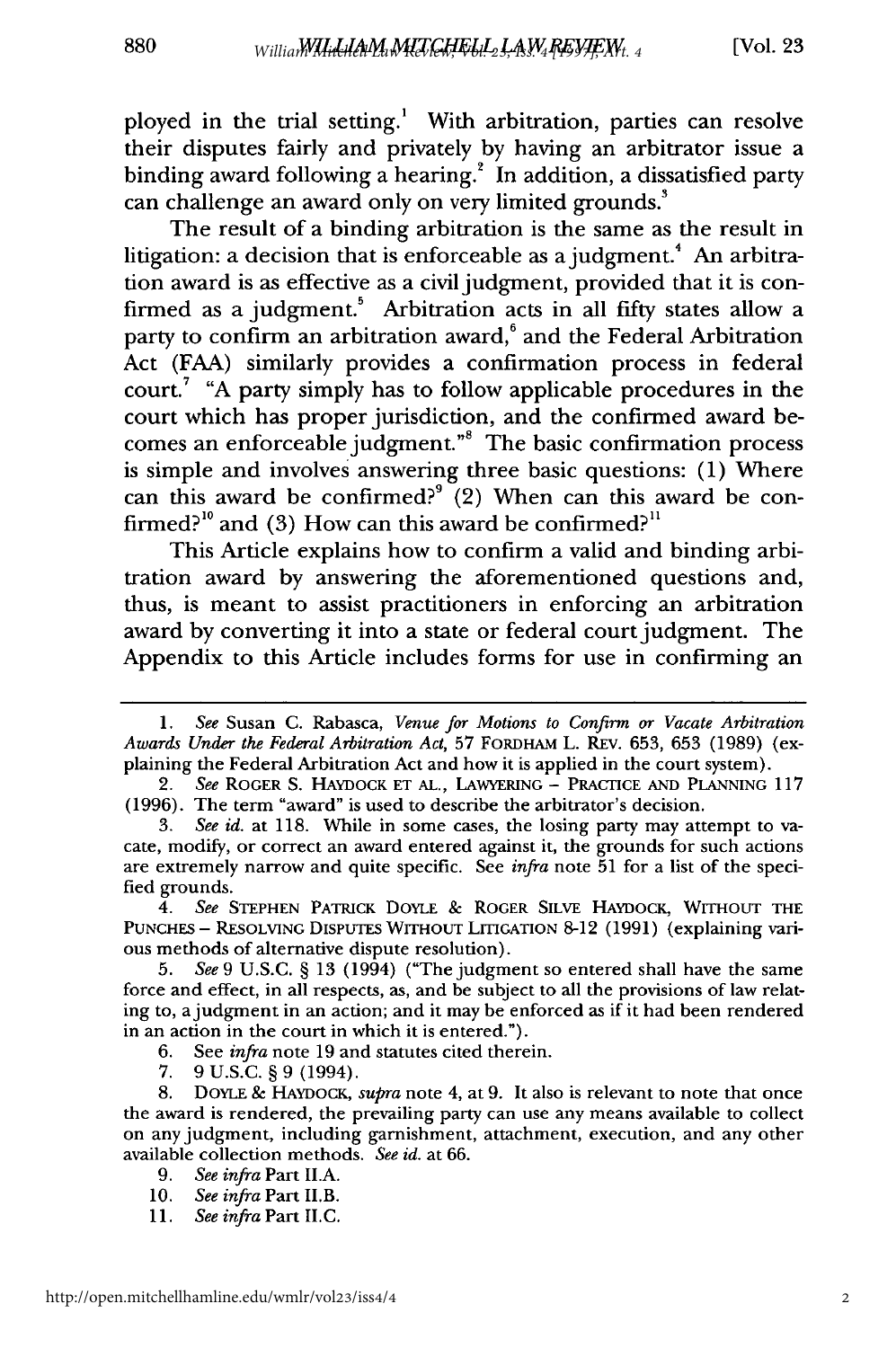ployed in the trial setting.[1] With arbitration, parties can resolve their disputes fairly and privately by having an arbitrator issue a binding award following a hearing.[2] In addition, a dissatisfied party can challenge an award only on very limited grounds.[3]

The result of a binding arbitration is the same as the result in litigation: a decision that is enforceable as a judgment.[4] An arbitration award is as effective as a civil judgment, provided that it is confirmed as a judgment.[5] Arbitration acts in all fifty states allow a party to confirm an arbitration award,[6] and the Federal Arbitration Act (FAA) similarly provides a confirmation process in federal court.[7] "A party simply has to follow applicable procedures in the court which has proper jurisdiction, and the confirmed award becomes an enforceable judgment."[8] The basic confirmation process is simple and involves answering three basic questions: (1) Where can this award be confirmed?[9] (2) When can this award be confirmed?[10] and (3) How can this award be confirmed?[11]

This Article explains how to confirm a valid and binding arbitration award by answering the aforementioned questions and, thus, is meant to assist practitioners in enforcing an arbitration award by converting it into a state or federal court judgment. The Appendix to this Article includes forms for use in confirming an

---

1. *See* Susan C. Rabasca, *Venue for Motions to Confirm or Vacate Arbitration Awards Under the Federal Arbitration Act*, 57 FORDHAM L. REV. 653, 653 (1989) (explaining the Federal Arbitration Act and how it is applied in the court system).

2. *See* ROGER S. HAYDOCK ET AL., LAWYERING – PRACTICE AND PLANNING 117 (1996). The term "award" is used to describe the arbitrator's decision.

3. *See id.* at 118. While in some cases, the losing party may attempt to vacate, modify, or correct an award entered against it, the grounds for such actions are extremely narrow and quite specific. See *infra* note 51 for a list of the specified grounds.

4. *See* STEPHEN PATRICK DOYLE & ROGER SILVE HAYDOCK, WITHOUT THE PUNCHES – RESOLVING DISPUTES WITHOUT LITIGATION 8-12 (1991) (explaining various methods of alternative dispute resolution).

5. *See* 9 U.S.C. § 13 (1994) ("The judgment so entered shall have the same force and effect, in all respects, as, and be subject to all the provisions of law relating to, a judgment in an action; and it may be enforced as if it had been rendered in an action in the court in which it is entered.").

6. See *infra* note 19 and statutes cited therein.

7. 9 U.S.C. § 9 (1994).

8. DOYLE & HAYDOCK, *supra* note 4, at 9. It also is relevant to note that once the award is rendered, the prevailing party can use any means available to collect on any judgment, including garnishment, attachment, execution, and any other available collection methods. *See id.* at 66.

9. *See infra* Part II.A.

10. *See infra* Part II.B.

11. *See infra* Part II.C.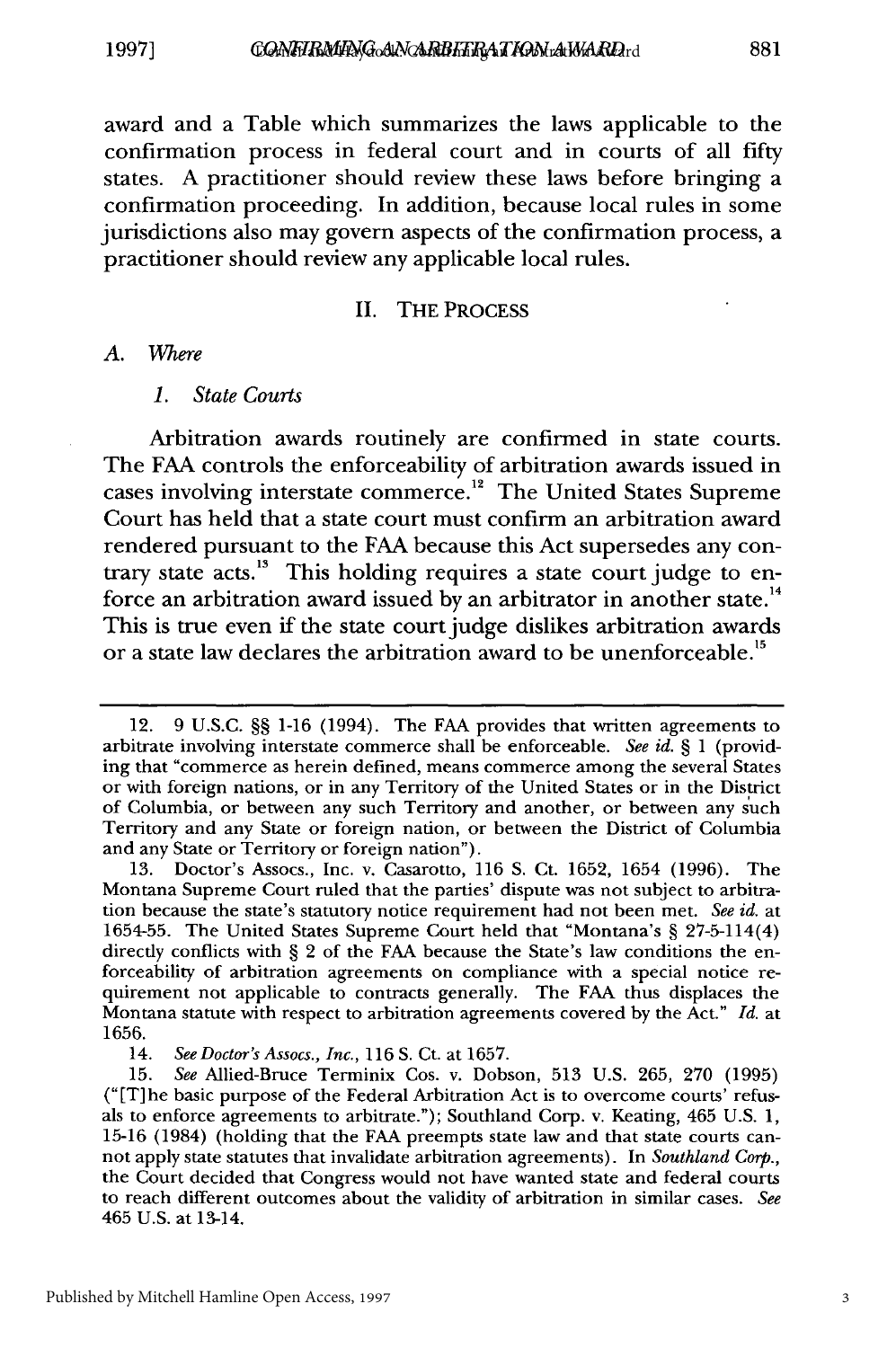award and a Table which summarizes the laws applicable to the confirmation process in federal court and in courts of all fifty states. A practitioner should review these laws before bringing a confirmation proceeding. In addition, because local rules in some jurisdictions also may govern aspects of the confirmation process, a practitioner should review any applicable local rules.

## II. THE PROCESS

### A. *Where*

#### 1. *State Courts*

Arbitration awards routinely are confirmed in state courts. The FAA controls the enforceability of arbitration awards issued in cases involving interstate commerce.[12] The United States Supreme Court has held that a state court must confirm an arbitration award rendered pursuant to the FAA because this Act supersedes any contrary state acts.[13] This holding requires a state court judge to enforce an arbitration award issued by an arbitrator in another state.[14] This is true even if the state court judge dislikes arbitration awards or a state law declares the arbitration award to be unenforceable.[15]

---

12. 9 U.S.C. §§ 1-16 (1994). The FAA provides that written agreements to arbitrate involving interstate commerce shall be enforceable. *See id.* § 1 (providing that "commerce as herein defined, means commerce among the several States or with foreign nations, or in any Territory of the United States or in the District of Columbia, or between any such Territory and another, or between any such Territory and any State or foreign nation, or between the District of Columbia and any State or Territory or foreign nation").

13. Doctor's Assocs., Inc. v. Casarotto, 116 S. Ct. 1652, 1654 (1996). The Montana Supreme Court ruled that the parties' dispute was not subject to arbitration because the state's statutory notice requirement had not been met. *See id.* at 1654-55. The United States Supreme Court held that "Montana's § 27-5-114(4) directly conflicts with § 2 of the FAA because the State's law conditions the enforceability of arbitration agreements on compliance with a special notice requirement not applicable to contracts generally. The FAA thus displaces the Montana statute with respect to arbitration agreements covered by the Act." *Id.* at 1656.

14. *See Doctor's Assocs., Inc.*, 116 S. Ct. at 1657.

15. *See* Allied-Bruce Terminix Cos. v. Dobson, 513 U.S. 265, 270 (1995) ("[T]he basic purpose of the Federal Arbitration Act is to overcome courts' refusals to enforce agreements to arbitrate."); Southland Corp. v. Keating, 465 U.S. 1, 15-16 (1984) (holding that the FAA preempts state law and that state courts cannot apply state statutes that invalidate arbitration agreements). In *Southland Corp.*, the Court decided that Congress would not have wanted state and federal courts to reach different outcomes about the validity of arbitration in similar cases. *See* 465 U.S. at 13-14.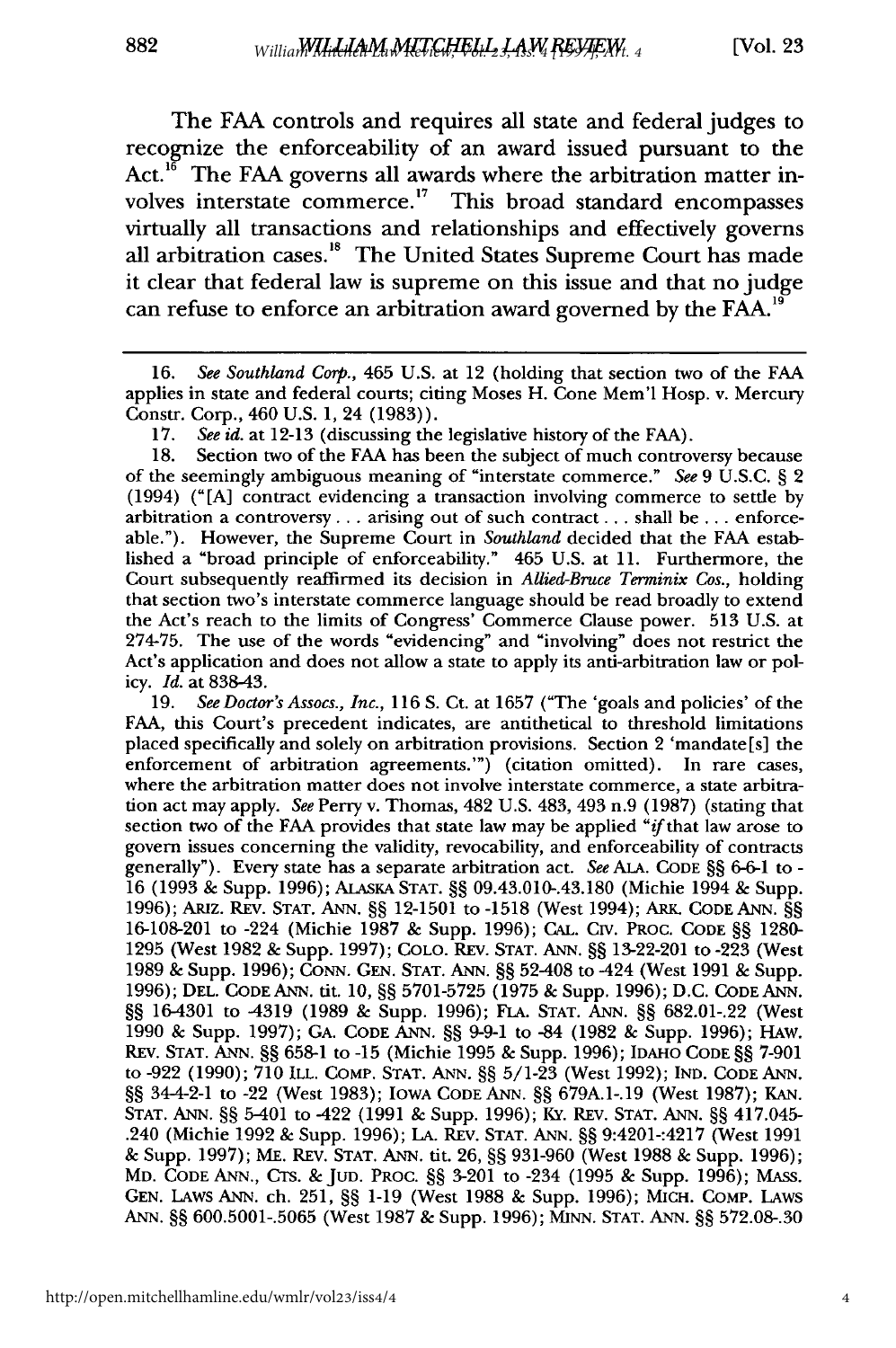The FAA controls and requires all state and federal judges to recognize the enforceability of an award issued pursuant to the Act.[16] The FAA governs all awards where the arbitration matter involves interstate commerce.[17] This broad standard encompasses virtually all transactions and relationships and effectively governs all arbitration cases.[18] The United States Supreme Court has made it clear that federal law is supreme on this issue and that no judge can refuse to enforce an arbitration award governed by the FAA.[19]

---

16. *See Southland Corp.*, 465 U.S. at 12 (holding that section two of the FAA applies in state and federal courts; citing Moses H. Cone Mem'l Hosp. v. Mercury Constr. Corp., 460 U.S. 1, 24 (1983)).

17. *See id.* at 12-13 (discussing the legislative history of the FAA).

18. Section two of the FAA has been the subject of much controversy because of the seemingly ambiguous meaning of "interstate commerce." *See* 9 U.S.C. § 2 (1994) ("[A] contract evidencing a transaction involving commerce to settle by arbitration a controversy . . . arising out of such contract . . . shall be . . . enforceable."). However, the Supreme Court in *Southland* decided that the FAA established a "broad principle of enforceability." 465 U.S. at 11. Furthermore, the Court subsequently reaffirmed its decision in *Allied-Bruce Terminix Cos.*, holding that section two's interstate commerce language should be read broadly to extend the Act's reach to the limits of Congress' Commerce Clause power. 513 U.S. at 274-75. The use of the words "evidencing" and "involving" does not restrict the Act's application and does not allow a state to apply its anti-arbitration law or policy. *Id.* at 838-43.

19. *See Doctor's Assocs., Inc.*, 116 S. Ct. at 1657 ("The 'goals and policies' of the FAA, this Court's precedent indicates, are antithetical to threshold limitations placed specifically and solely on arbitration provisions. Section 2 'mandate[s] the enforcement of arbitration agreements.'") (citation omitted). In rare cases, where the arbitration matter does not involve interstate commerce, a state arbitration act may apply. *See* Perry v. Thomas, 482 U.S. 483, 493 n.9 (1987) (stating that section two of the FAA provides that state law may be applied "*if* that law arose to govern issues concerning the validity, revocability, and enforceability of contracts generally"). Every state has a separate arbitration act. *See* ALA. CODE §§ 6-6-1 to -16 (1993 & Supp. 1996); ALASKA STAT. §§ 09.43.010-.43.180 (Michie 1994 & Supp. 1996); ARIZ. REV. STAT. ANN. §§ 12-1501 to -1518 (West 1994); ARK. CODE ANN. §§ 16-108-201 to -224 (Michie 1987 & Supp. 1996); CAL. CIV. PROC. CODE §§ 1280-1295 (West 1982 & Supp. 1997); COLO. REV. STAT. ANN. §§ 13-22-201 to -223 (West 1989 & Supp. 1996); CONN. GEN. STAT. ANN. §§ 52-408 to -424 (West 1991 & Supp. 1996); DEL. CODE ANN. tit. 10, §§ 5701-5725 (1975 & Supp. 1996); D.C. CODE ANN. §§ 16-4301 to -4319 (1989 & Supp. 1996); FLA. STAT. ANN. §§ 682.01-.22 (West 1990 & Supp. 1997); GA. CODE ANN. §§ 9-9-1 to -84 (1982 & Supp. 1996); HAW. REV. STAT. ANN. §§ 658-1 to -15 (Michie 1995 & Supp. 1996); IDAHO CODE §§ 7-901 to -922 (1990); 710 ILL. COMP. STAT. ANN. §§ 5/1-23 (West 1992); IND. CODE ANN. §§ 34-4-2-1 to -22 (West 1983); IOWA CODE ANN. §§ 679A.1-.19 (West 1987); KAN. STAT. ANN. §§ 5-401 to -422 (1991 & Supp. 1996); KY. REV. STAT. ANN. §§ 417.045-.240 (Michie 1992 & Supp. 1996); LA. REV. STAT. ANN. §§ 9:4201-:4217 (West 1991 & Supp. 1997); ME. REV. STAT. ANN. tit. 26, §§ 931-960 (West 1988 & Supp. 1996); MD. CODE ANN., CTS. & JUD. PROC. §§ 3-201 to -234 (1995 & Supp. 1996); MASS. GEN. LAWS ANN. ch. 251, §§ 1-19 (West 1988 & Supp. 1996); MICH. COMP. LAWS ANN. §§ 600.5001-.5065 (West 1987 & Supp. 1996); MINN. STAT. ANN. §§ 572.08-.30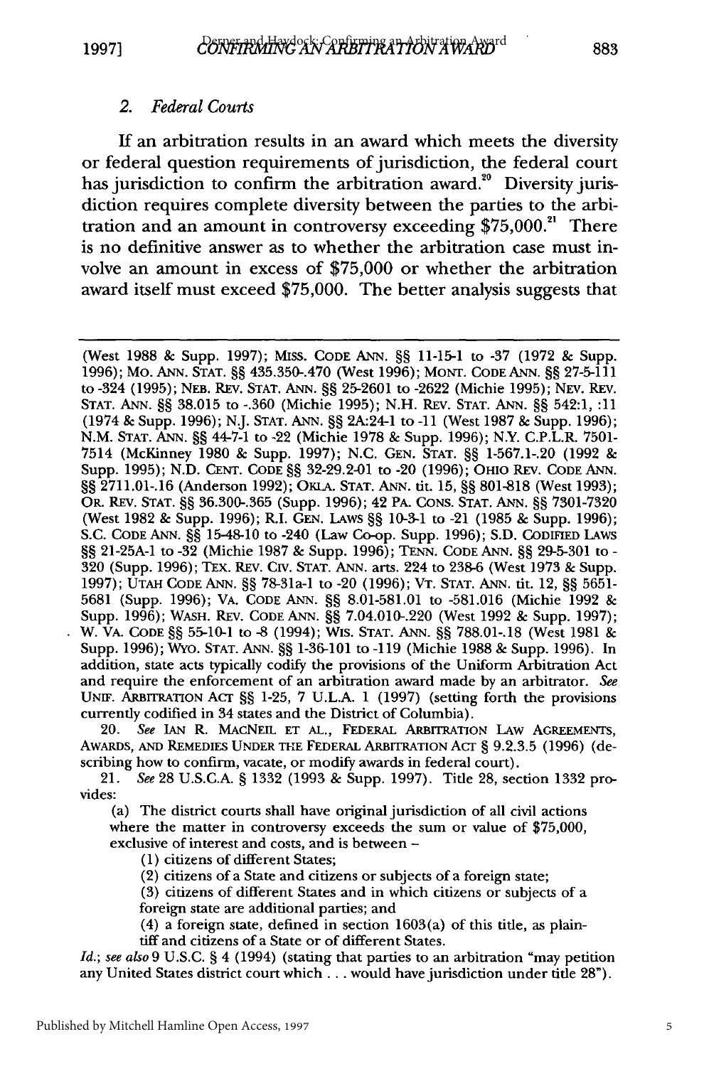### 2. *Federal Courts*

If an arbitration results in an award which meets the diversity or federal question requirements of jurisdiction, the federal court has jurisdiction to confirm the arbitration award.[20] Diversity jurisdiction requires complete diversity between the parties to the arbitration and an amount in controversy exceeding $75,000.[21] There is no definitive answer as to whether the arbitration case must involve an amount in excess of $75,000 or whether the arbitration award itself must exceed $75,000. The better analysis suggests that

---

(West 1988 & Supp. 1997); MISS. CODE ANN. §§ 11-15-1 to -37 (1972 & Supp. 1996); MO. ANN. STAT. §§ 435.350-.470 (West 1996); MONT. CODE ANN. §§ 27-5-111 to -324 (1995); NEB. REV. STAT. ANN. §§ 25-2601 to -2622 (Michie 1995); NEV. REV. STAT. ANN. §§ 38.015 to -.360 (Michie 1995); N.H. REV. STAT. ANN. §§ 542:1, :11 (1974 & Supp. 1996); N.J. STAT. ANN. §§ 2A:24-1 to -11 (West 1987 & Supp. 1996); N.M. STAT. ANN. §§ 44-7-1 to -22 (Michie 1978 & Supp. 1996); N.Y. C.P.L.R. 7501-7514 (McKinney 1980 & Supp. 1997); N.C. GEN. STAT. §§ 1-567.1-.20 (1992 & Supp. 1995); N.D. CENT. CODE §§ 32-29.2-01 to -20 (1996); OHIO REV. CODE ANN. §§ 2711.01-.16 (Anderson 1992); OKLA. STAT. ANN. tit. 15, §§ 801-818 (West 1993); OR. REV. STAT. §§ 36.300-.365 (Supp. 1996); 42 PA. CONS. STAT. ANN. §§ 7301-7320 (West 1982 & Supp. 1996); R.I. GEN. LAWS §§ 10-3-1 to -21 (1985 & Supp. 1996); S.C. CODE ANN. §§ 15-48-10 to -240 (Law Co-op. Supp. 1996); S.D. CODIFIED LAWS §§ 21-25A-1 to -32 (Michie 1987 & Supp. 1996); TENN. CODE ANN. §§ 29-5-301 to -320 (Supp. 1996); TEX. REV. CIV. STAT. ANN. arts. 224 to 238-6 (West 1973 & Supp. 1997); UTAH CODE ANN. §§ 78-31a-1 to -20 (1996); VT. STAT. ANN. tit. 12, §§ 5651-5681 (Supp. 1996); VA. CODE ANN. §§ 8.01-581.01 to -581.016 (Michie 1992 & Supp. 1996); WASH. REV. CODE ANN. §§ 7.04.010-.220 (West 1992 & Supp. 1997); W. VA. CODE §§ 55-10-1 to -8 (1994); WIS. STAT. ANN. §§ 788.01-.18 (West 1981 & Supp. 1996); WYO. STAT. ANN. §§ 1-36-101 to -119 (Michie 1988 & Supp. 1996). In addition, state acts typically codify the provisions of the Uniform Arbitration Act and require the enforcement of an arbitration award made by an arbitrator. *See* UNIF. ARBITRATION ACT §§ 1-25, 7 U.L.A. 1 (1997) (setting forth the provisions currently codified in 34 states and the District of Columbia).

20. *See* IAN R. MACNEIL ET AL., FEDERAL ARBITRATION LAW AGREEMENTS, AWARDS, AND REMEDIES UNDER THE FEDERAL ARBITRATION ACT § 9.2.3.5 (1996) (describing how to confirm, vacate, or modify awards in federal court).

21. *See* 28 U.S.C.A. § 1332 (1993 & Supp. 1997). Title 28, section 1332 provides:

> (a) The district courts shall have original jurisdiction of all civil actions where the matter in controversy exceeds the sum or value of $75,000, exclusive of interest and costs, and is between –
>
> (1) citizens of different States;
>
> (2) citizens of a State and citizens or subjects of a foreign state;
>
> (3) citizens of different States and in which citizens or subjects of a foreign state are additional parties; and
>
> (4) a foreign state, defined in section 1603(a) of this title, as plaintiff and citizens of a State or of different States.

*Id.*; *see also* 9 U.S.C. § 4 (1994) (stating that parties to an arbitration "may petition any United States district court which . . . would have jurisdiction under title 28").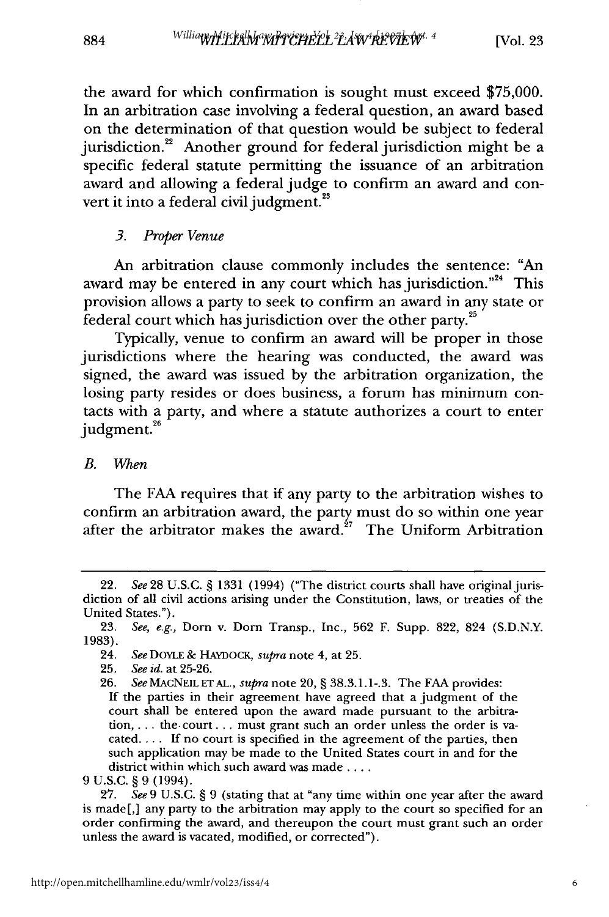the award for which confirmation is sought must exceed $75,000. In an arbitration case involving a federal question, an award based on the determination of that question would be subject to federal jurisdiction.[22] Another ground for federal jurisdiction might be a specific federal statute permitting the issuance of an arbitration award and allowing a federal judge to confirm an award and convert it into a federal civil judgment.[23]

### *3. Proper Venue*

An arbitration clause commonly includes the sentence: "An award may be entered in any court which has jurisdiction."[24] This provision allows a party to seek to confirm an award in any state or federal court which has jurisdiction over the other party.[25]

Typically, venue to confirm an award will be proper in those jurisdictions where the hearing was conducted, the award was signed, the award was issued by the arbitration organization, the losing party resides or does business, a forum has minimum contacts with a party, and where a statute authorizes a court to enter judgment.[26]

## *B. When*

The FAA requires that if any party to the arbitration wishes to confirm an arbitration award, the party must do so within one year after the arbitrator makes the award.[27] The Uniform Arbitration

---

22. *See* 28 U.S.C. § 1331 (1994) ("The district courts shall have original jurisdiction of all civil actions arising under the Constitution, laws, or treaties of the United States.").

23. *See, e.g.*, Dorn v. Dorn Transp., Inc., 562 F. Supp. 822, 824 (S.D.N.Y. 1983).

24. *See* DOYLE & HAYDOCK, *supra* note 4, at 25.

25. *See id.* at 25-26.

26. *See* MACNEIL ET AL., *supra* note 20, § 38.3.1.1-.3. The FAA provides:

> If the parties in their agreement have agreed that a judgment of the court shall be entered upon the award made pursuant to the arbitration, . . . the court . . . must grant such an order unless the order is vacated. . . . If no court is specified in the agreement of the parties, then such application may be made to the United States court in and for the district within which such award was made . . . .

9 U.S.C. § 9 (1994).

27. *See* 9 U.S.C. § 9 (stating that at "any time within one year after the award is made[,] any party to the arbitration may apply to the court so specified for an order confirming the award, and thereupon the court must grant such an order unless the award is vacated, modified, or corrected").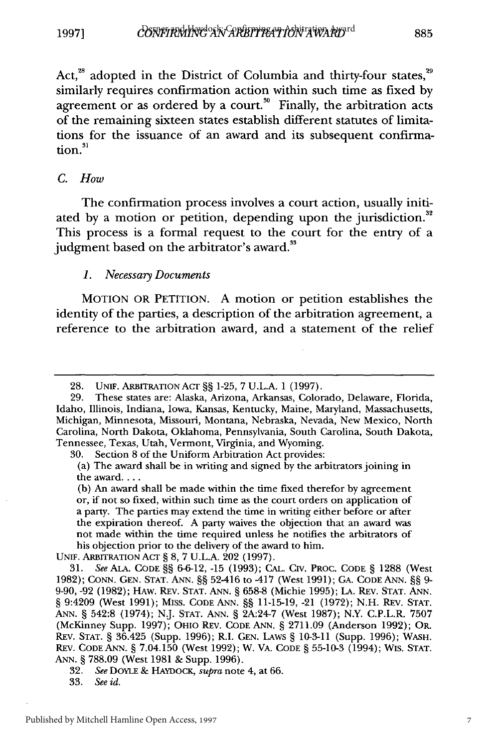Act,[28] adopted in the District of Columbia and thirty-four states,[29] similarly requires confirmation action within such time as fixed by agreement or as ordered by a court.[30] Finally, the arbitration acts of the remaining sixteen states establish different statutes of limitations for the issuance of an award and its subsequent confirmation.[31]

### *C. How*

The confirmation process involves a court action, usually initiated by a motion or petition, depending upon the jurisdiction.[32] This process is a formal request to the court for the entry of a judgment based on the arbitrator's award.[33]

#### *1. Necessary Documents*

MOTION OR PETITION. A motion or petition establishes the identity of the parties, a description of the arbitration agreement, a reference to the arbitration award, and a statement of the relief

---

28. UNIF. ARBITRATION ACT §§ 1-25, 7 U.L.A. 1 (1997).

29. These states are: Alaska, Arizona, Arkansas, Colorado, Delaware, Florida, Idaho, Illinois, Indiana, Iowa, Kansas, Kentucky, Maine, Maryland, Massachusetts, Michigan, Minnesota, Missouri, Montana, Nebraska, Nevada, New Mexico, North Carolina, North Dakota, Oklahoma, Pennsylvania, South Carolina, South Dakota, Tennessee, Texas, Utah, Vermont, Virginia, and Wyoming.

30. Section 8 of the Uniform Arbitration Act provides:

> (a) The award shall be in writing and signed by the arbitrators joining in the award. . . .
>
> (b) An award shall be made within the time fixed therefor by agreement or, if not so fixed, within such time as the court orders on application of a party. The parties may extend the time in writing either before or after the expiration thereof. A party waives the objection that an award was not made within the time required unless he notifies the arbitrators of his objection prior to the delivery of the award to him.

UNIF. ARBITRATION ACT § 8, 7 U.L.A. 202 (1997).

31. *See* ALA. CODE §§ 6-6-12, -15 (1993); CAL. CIV. PROC. CODE § 1288 (West 1982); CONN. GEN. STAT. ANN. §§ 52-416 to -417 (West 1991); GA. CODE ANN. §§ 9-9-90, -92 (1982); HAW. REV. STAT. ANN. § 658-8 (Michie 1995); LA. REV. STAT. ANN. § 9:4209 (West 1991); MISS. CODE ANN. §§ 11-15-19, -21 (1972); N.H. REV. STAT. ANN. § 542:8 (1974); N.J. STAT. ANN. § 2A:24-7 (West 1987); N.Y. C.P.L.R. 7507 (McKinney Supp. 1997); OHIO REV. CODE ANN. § 2711.09 (Anderson 1992); OR. REV. STAT. § 36.425 (Supp. 1996); R.I. GEN. LAWS § 10-3-11 (Supp. 1996); WASH. REV. CODE ANN. § 7.04.150 (West 1992); W. VA. CODE § 55-10-3 (1994); WIS. STAT. ANN. § 788.09 (West 1981 & Supp. 1996).

32. *See* DOYLE & HAYDOCK, *supra* note 4, at 66.

33. *See id.*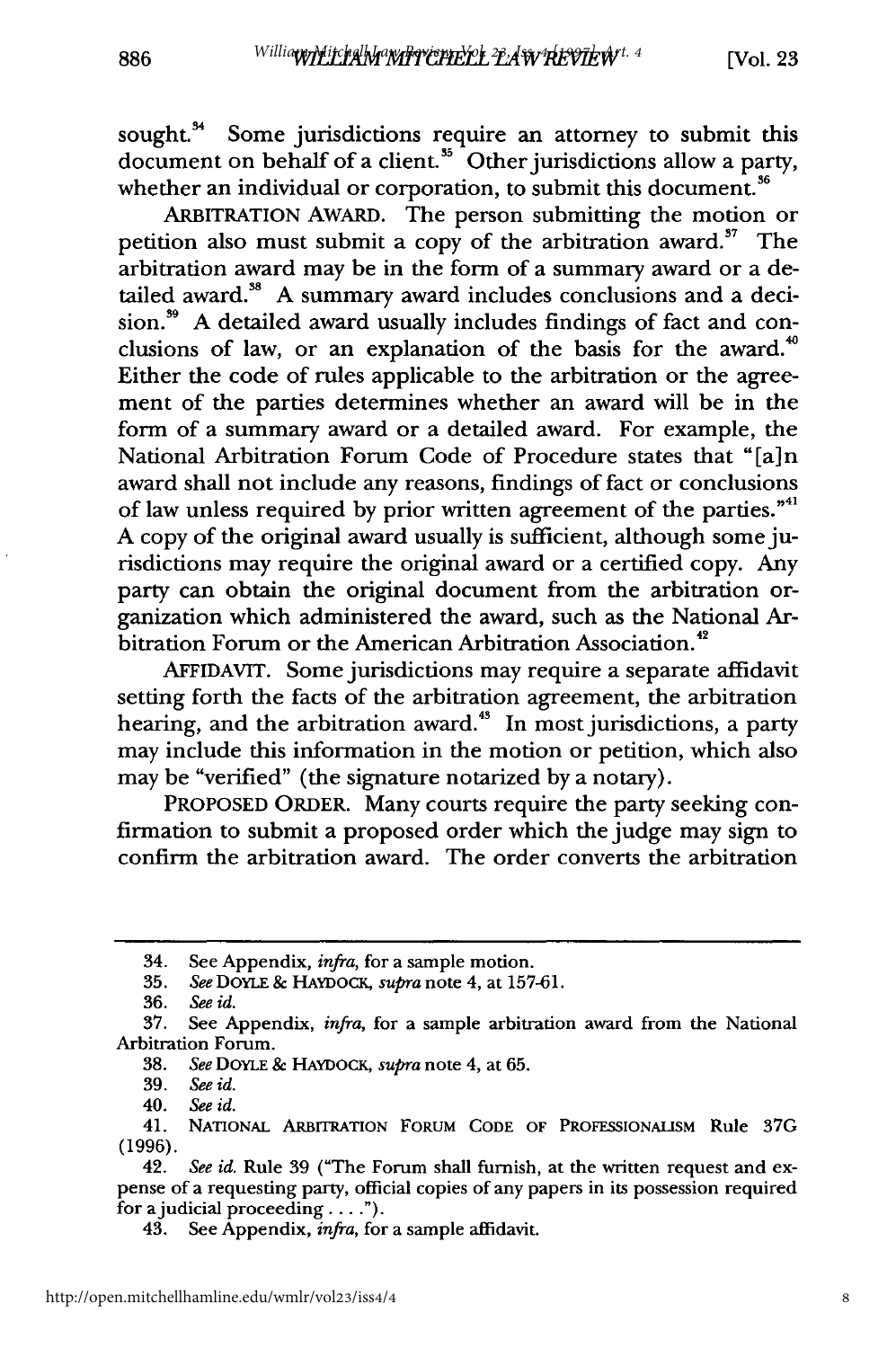sought.[34] Some jurisdictions require an attorney to submit this document on behalf of a client.[35] Other jurisdictions allow a party, whether an individual or corporation, to submit this document.[36]

ARBITRATION AWARD. The person submitting the motion or petition also must submit a copy of the arbitration award.[37] The arbitration award may be in the form of a summary award or a detailed award.[38] A summary award includes conclusions and a decision.[39] A detailed award usually includes findings of fact and conclusions of law, or an explanation of the basis for the award.[40] Either the code of rules applicable to the arbitration or the agreement of the parties determines whether an award will be in the form of a summary award or a detailed award. For example, the National Arbitration Forum Code of Procedure states that "[a]n award shall not include any reasons, findings of fact or conclusions of law unless required by prior written agreement of the parties."[41] A copy of the original award usually is sufficient, although some jurisdictions may require the original award or a certified copy. Any party can obtain the original document from the arbitration organization which administered the award, such as the National Arbitration Forum or the American Arbitration Association.[42]

AFFIDAVIT. Some jurisdictions may require a separate affidavit setting forth the facts of the arbitration agreement, the arbitration hearing, and the arbitration award.[43] In most jurisdictions, a party may include this information in the motion or petition, which also may be "verified" (the signature notarized by a notary).

PROPOSED ORDER. Many courts require the party seeking confirmation to submit a proposed order which the judge may sign to confirm the arbitration award. The order converts the arbitration

---

34. See Appendix, *infra*, for a sample motion.

35. *See* DOYLE & HAYDOCK, *supra* note 4, at 157-61.

36. *See id.*

37. See Appendix, *infra*, for a sample arbitration award from the National Arbitration Forum.

38. *See* DOYLE & HAYDOCK, *supra* note 4, at 65.

39. *See id.*

40. *See id.*

41. NATIONAL ARBITRATION FORUM CODE OF PROFESSIONALISM Rule 37G (1996).

42. *See id.* Rule 39 ("The Forum shall furnish, at the written request and expense of a requesting party, official copies of any papers in its possession required for a judicial proceeding . . . .").

43. See Appendix, *infra*, for a sample affidavit.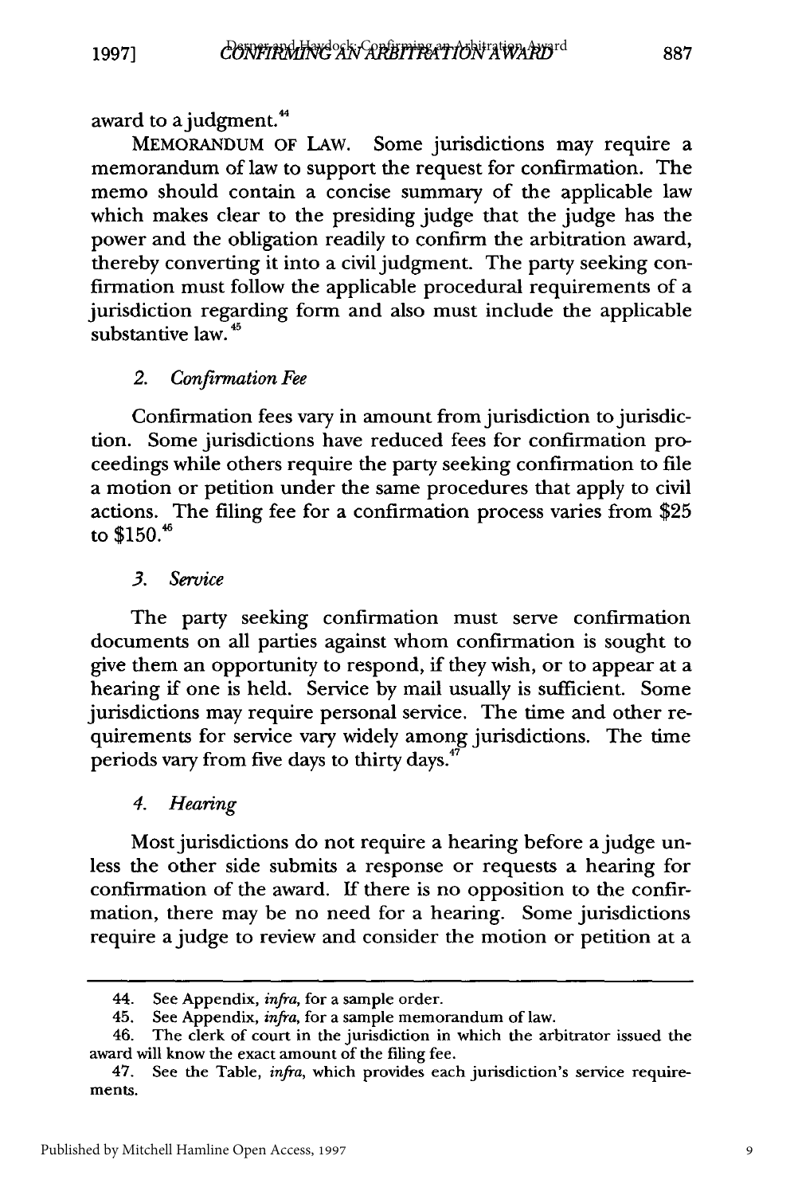award to a judgment.[44]

MEMORANDUM OF LAW. Some jurisdictions may require a memorandum of law to support the request for confirmation. The memo should contain a concise summary of the applicable law which makes clear to the presiding judge that the judge has the power and the obligation readily to confirm the arbitration award, thereby converting it into a civil judgment. The party seeking confirmation must follow the applicable procedural requirements of a jurisdiction regarding form and also must include the applicable substantive law.[45]

### *2. Confirmation Fee*

Confirmation fees vary in amount from jurisdiction to jurisdiction. Some jurisdictions have reduced fees for confirmation proceedings while others require the party seeking confirmation to file a motion or petition under the same procedures that apply to civil actions. The filing fee for a confirmation process varies from $25 to $150.[46]

### *3. Service*

The party seeking confirmation must serve confirmation documents on all parties against whom confirmation is sought to give them an opportunity to respond, if they wish, or to appear at a hearing if one is held. Service by mail usually is sufficient. Some jurisdictions may require personal service. The time and other requirements for service vary widely among jurisdictions. The time periods vary from five days to thirty days.[47]

### *4. Hearing*

Most jurisdictions do not require a hearing before a judge unless the other side submits a response or requests a hearing for confirmation of the award. If there is no opposition to the confirmation, there may be no need for a hearing. Some jurisdictions require a judge to review and consider the motion or petition at a

---

44. See Appendix, *infra*, for a sample order.

45. See Appendix, *infra*, for a sample memorandum of law.

46. The clerk of court in the jurisdiction in which the arbitrator issued the award will know the exact amount of the filing fee.

47. See the Table, *infra*, which provides each jurisdiction's service requirements.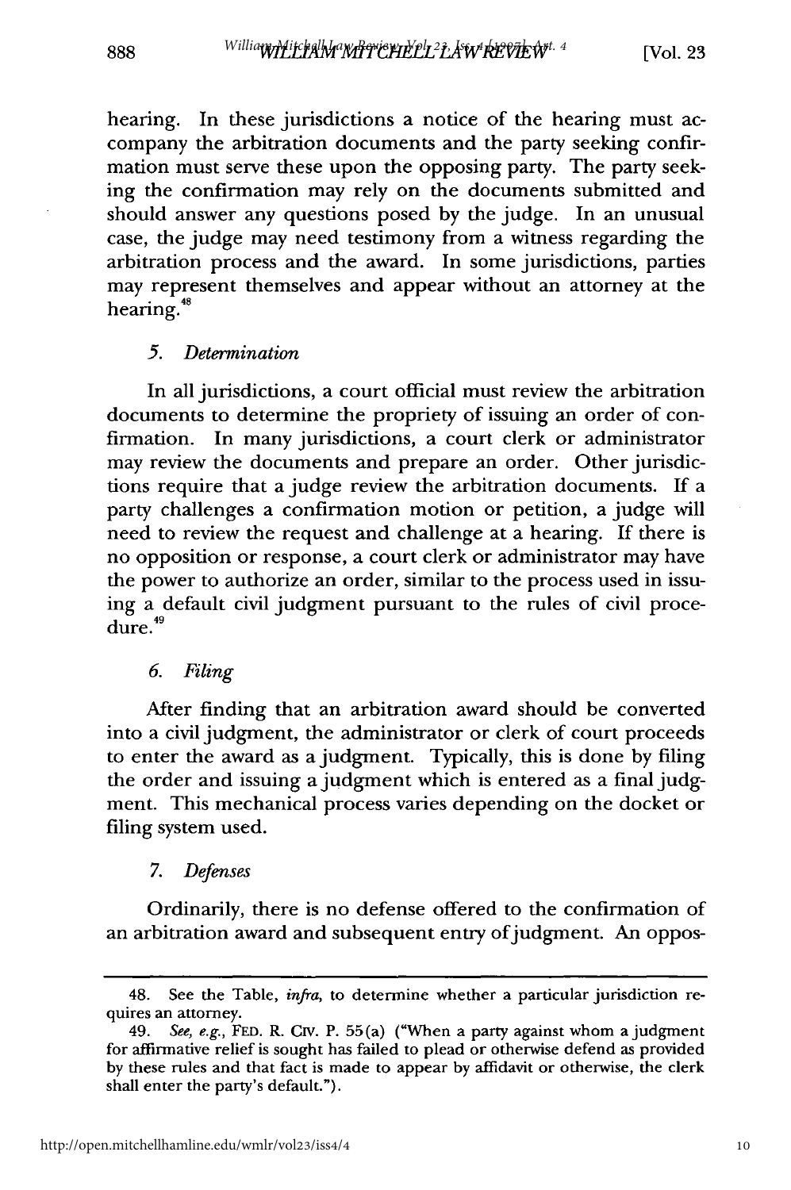hearing. In these jurisdictions a notice of the hearing must accompany the arbitration documents and the party seeking confirmation must serve these upon the opposing party. The party seeking the confirmation may rely on the documents submitted and should answer any questions posed by the judge. In an unusual case, the judge may need testimony from a witness regarding the arbitration process and the award. In some jurisdictions, parties may represent themselves and appear without an attorney at the hearing.[48]

### 5. *Determination*

In all jurisdictions, a court official must review the arbitration documents to determine the propriety of issuing an order of confirmation. In many jurisdictions, a court clerk or administrator may review the documents and prepare an order. Other jurisdictions require that a judge review the arbitration documents. If a party challenges a confirmation motion or petition, a judge will need to review the request and challenge at a hearing. If there is no opposition or response, a court clerk or administrator may have the power to authorize an order, similar to the process used in issuing a default civil judgment pursuant to the rules of civil procedure.[49]

### 6. *Filing*

After finding that an arbitration award should be converted into a civil judgment, the administrator or clerk of court proceeds to enter the award as a judgment. Typically, this is done by filing the order and issuing a judgment which is entered as a final judgment. This mechanical process varies depending on the docket or filing system used.

### 7. *Defenses*

Ordinarily, there is no defense offered to the confirmation of an arbitration award and subsequent entry of judgment. An oppos-

---

48. See the Table, *infra*, to determine whether a particular jurisdiction requires an attorney.

49. *See, e.g.*, FED. R. CIV. P. 55(a) ("When a party against whom a judgment for affirmative relief is sought has failed to plead or otherwise defend as provided by these rules and that fact is made to appear by affidavit or otherwise, the clerk shall enter the party's default.").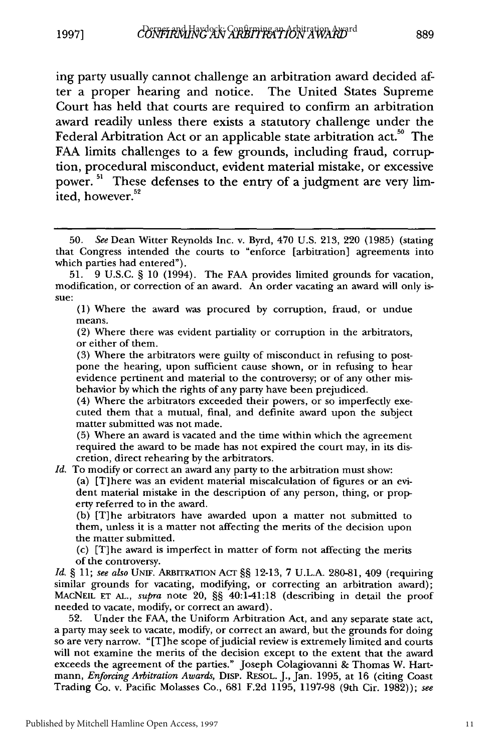ing party usually cannot challenge an arbitration award decided after a proper hearing and notice. The United States Supreme Court has held that courts are required to confirm an arbitration award readily unless there exists a statutory challenge under the Federal Arbitration Act or an applicable state arbitration act.[50] The FAA limits challenges to a few grounds, including fraud, corruption, procedural misconduct, evident material mistake, or excessive power.[51] These defenses to the entry of a judgment are very limited, however.[52]

---

50. *See* Dean Witter Reynolds Inc. v. Byrd, 470 U.S. 213, 220 (1985) (stating that Congress intended the courts to "enforce [arbitration] agreements into which parties had entered").

51. 9 U.S.C. § 10 (1994). The FAA provides limited grounds for vacation, modification, or correction of an award. An order vacating an award will only issue:

> (1) Where the award was procured by corruption, fraud, or undue means.
>
> (2) Where there was evident partiality or corruption in the arbitrators, or either of them.
>
> (3) Where the arbitrators were guilty of misconduct in refusing to postpone the hearing, upon sufficient cause shown, or in refusing to hear evidence pertinent and material to the controversy; or of any other misbehavior by which the rights of any party have been prejudiced.
>
> (4) Where the arbitrators exceeded their powers, or so imperfectly executed them that a mutual, final, and definite award upon the subject matter submitted was not made.
>
> (5) Where an award is vacated and the time within which the agreement required the award to be made has not expired the court may, in its discretion, direct rehearing by the arbitrators.

*Id.* To modify or correct an award any party to the arbitration must show:

> (a) [T]here was an evident material miscalculation of figures or an evident material mistake in the description of any person, thing, or property referred to in the award.
>
> (b) [T]he arbitrators have awarded upon a matter not submitted to them, unless it is a matter not affecting the merits of the decision upon the matter submitted.
>
> (c) [T]he award is imperfect in matter of form not affecting the merits of the controversy.

*Id.* § 11; *see also* UNIF. ARBITRATION ACT §§ 12-13, 7 U.L.A. 280-81, 409 (requiring similar grounds for vacating, modifying, or correcting an arbitration award); MACNEIL ET AL., *supra* note 20, §§ 40:1-41:18 (describing in detail the proof needed to vacate, modify, or correct an award).

52. Under the FAA, the Uniform Arbitration Act, and any separate state act, a party may seek to vacate, modify, or correct an award, but the grounds for doing so are very narrow. "[T]he scope of judicial review is extremely limited and courts will not examine the merits of the decision except to the extent that the award exceeds the agreement of the parties." Joseph Colagiovanni & Thomas W. Hartmann, *Enforcing Arbitration Awards*, DISP. RESOL. J., Jan. 1995, at 16 (citing Coast Trading Co. v. Pacific Molasses Co., 681 F.2d 1195, 1197-98 (9th Cir. 1982)); *see*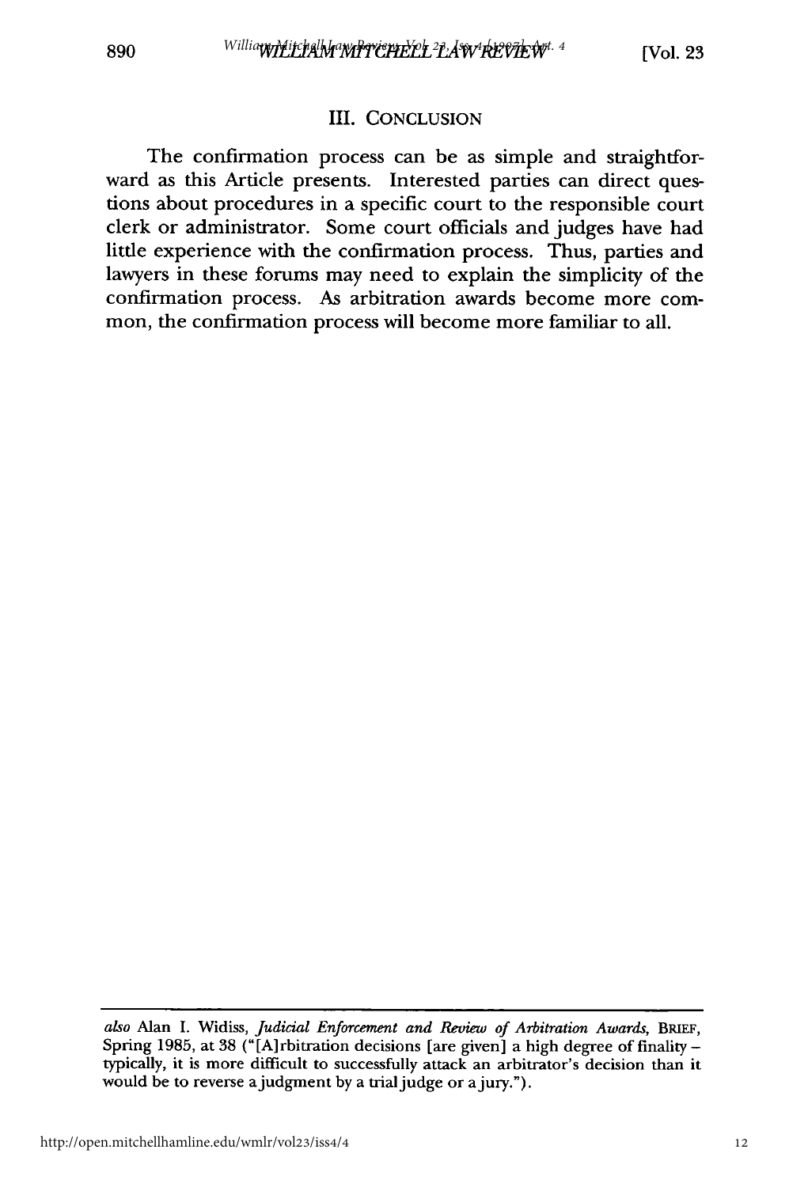## III. CONCLUSION

The confirmation process can be as simple and straightforward as this Article presents. Interested parties can direct questions about procedures in a specific court to the responsible court clerk or administrator. Some court officials and judges have had little experience with the confirmation process. Thus, parties and lawyers in these forums may need to explain the simplicity of the confirmation process. As arbitration awards become more common, the confirmation process will become more familiar to all.

---

*also* Alan I. Widiss, *Judicial Enforcement and Review of Arbitration Awards*, BRIEF, Spring 1985, at 38 ("[A]rbitration decisions [are given] a high degree of finality – typically, it is more difficult to successfully attack an arbitrator's decision than it would be to reverse a judgment by a trial judge or a jury.").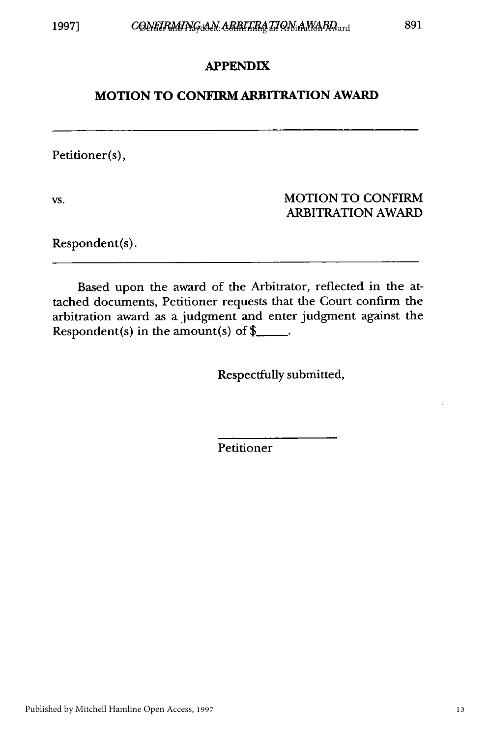## APPENDIX

## MOTION TO CONFIRM ARBITRATION AWARD

---

Petitioner(s),

vs. MOTION TO CONFIRM ARBITRATION AWARD

Respondent(s).

---

Based upon the award of the Arbitrator, reflected in the attached documents, Petitioner requests that the Court confirm the arbitration award as a judgment and enter judgment against the Respondent(s) in the amount(s) of $\_\_\_\_\_.

Respectfully submitted,

\_\_\_\_\_\_\_\_\_\_\_\_\_\_\_\_\_\_\_\_

Petitioner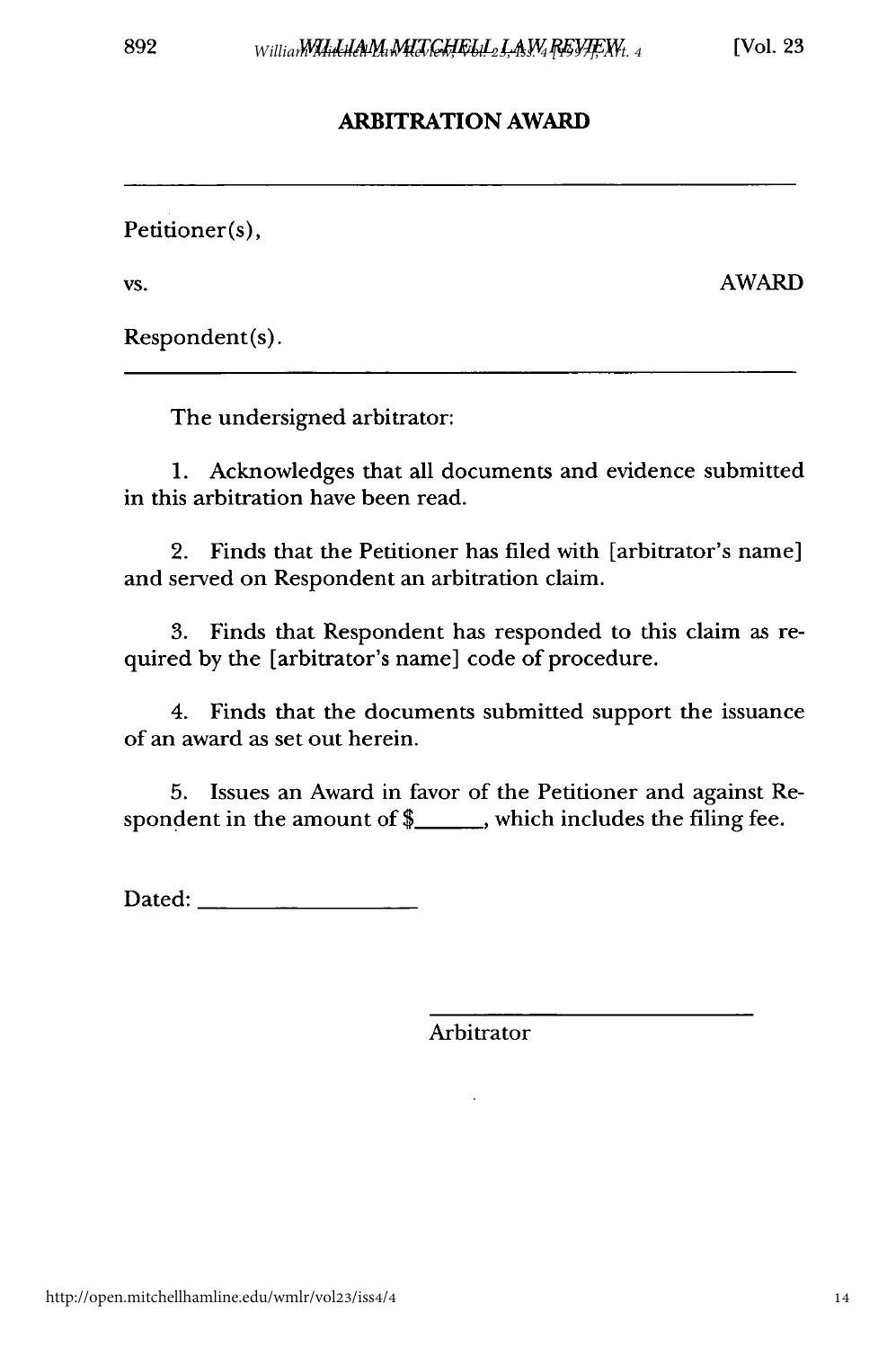## ARBITRATION AWARD

______________________________________________

Petitioner(s),

vs. AWARD

Respondent(s).

______________________________________________

The undersigned arbitrator:

1. Acknowledges that all documents and evidence submitted in this arbitration have been read.

2. Finds that the Petitioner has filed with [arbitrator's name] and served on Respondent an arbitration claim.

3. Finds that Respondent has responded to this claim as required by the [arbitrator's name] code of procedure.

4. Finds that the documents submitted support the issuance of an award as set out herein.

5. Issues an Award in favor of the Petitioner and against Respondent in the amount of $______, which includes the filing fee.

Dated: ___________________

______________________________

Arbitrator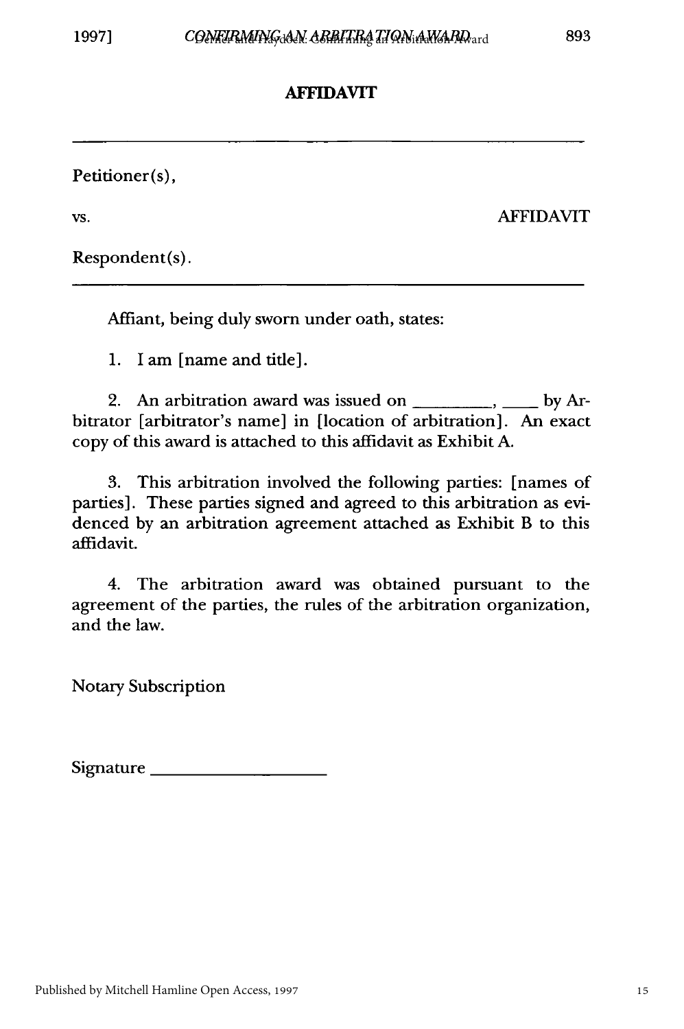## AFFIDAVIT

---

Petitioner(s),

vs. AFFIDAVIT

Respondent(s).

---

Affiant, being duly sworn under oath, states:

1. I am [name and title].

2. An arbitration award was issued on _________, ____ by Arbitrator [arbitrator's name] in [location of arbitration]. An exact copy of this award is attached to this affidavit as Exhibit A.

3. This arbitration involved the following parties: [names of parties]. These parties signed and agreed to this arbitration as evidenced by an arbitration agreement attached as Exhibit B to this affidavit.

4. The arbitration award was obtained pursuant to the agreement of the parties, the rules of the arbitration organization, and the law.

Notary Subscription

Signature ____________________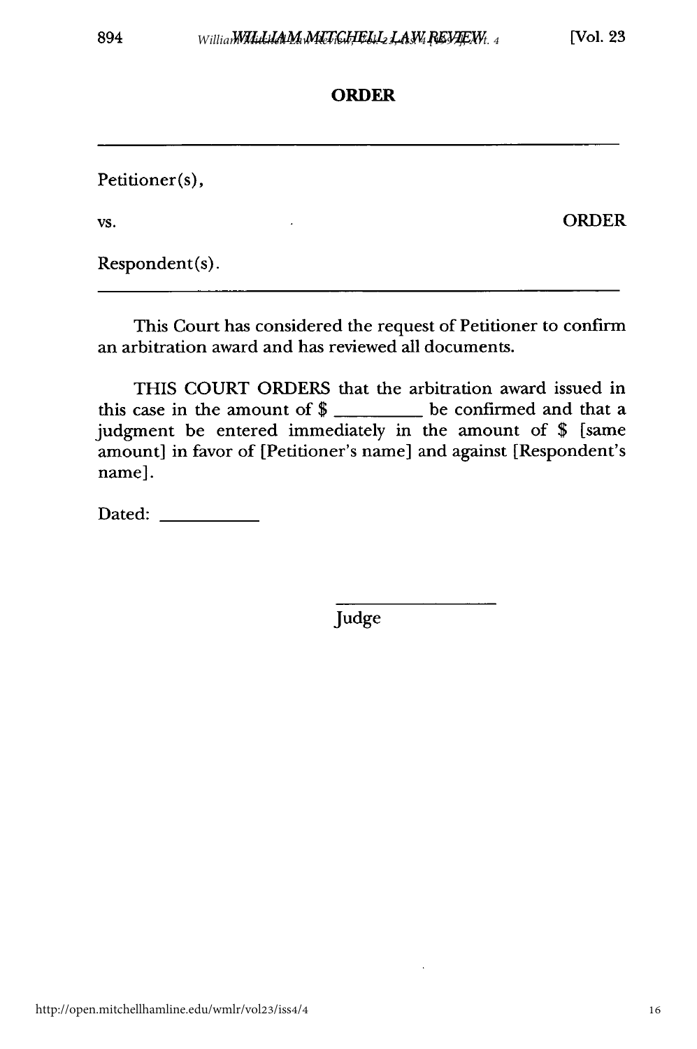## ORDER

---

Petitioner(s),

vs. ORDER

Respondent(s).

---

This Court has considered the request of Petitioner to confirm an arbitration award and has reviewed all documents.

THIS COURT ORDERS that the arbitration award issued in this case in the amount of $ _________ be confirmed and that a judgment be entered immediately in the amount of $ [same amount] in favor of [Petitioner's name] and against [Respondent's name].

Dated: ___________

_________________

Judge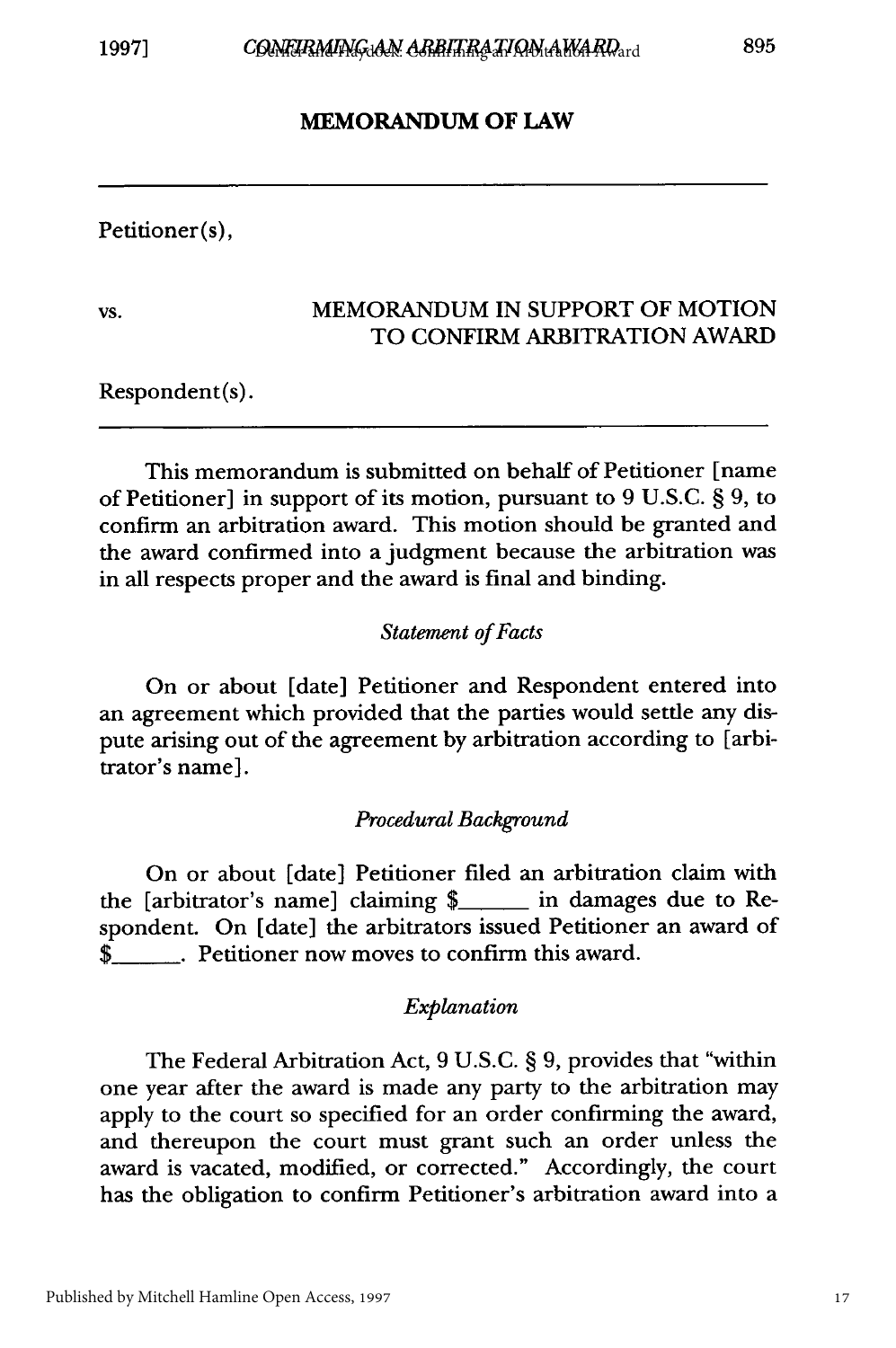## MEMORANDUM OF LAW

Petitioner(s),

vs. MEMORANDUM IN SUPPORT OF MOTION TO CONFIRM ARBITRATION AWARD

Respondent(s).

This memorandum is submitted on behalf of Petitioner [name of Petitioner] in support of its motion, pursuant to 9 U.S.C. § 9, to confirm an arbitration award. This motion should be granted and the award confirmed into a judgment because the arbitration was in all respects proper and the award is final and binding.

*Statement of Facts*

On or about [date] Petitioner and Respondent entered into an agreement which provided that the parties would settle any dispute arising out of the agreement by arbitration according to [arbitrator's name].

*Procedural Background*

On or about [date] Petitioner filed an arbitration claim with the [arbitrator's name] claiming $_____ in damages due to Respondent. On [date] the arbitrators issued Petitioner an award of $_____. Petitioner now moves to confirm this award.

*Explanation*

The Federal Arbitration Act, 9 U.S.C. § 9, provides that "within one year after the award is made any party to the arbitration may apply to the court so specified for an order confirming the award, and thereupon the court must grant such an order unless the award is vacated, modified, or corrected." Accordingly, the court has the obligation to confirm Petitioner's arbitration award into a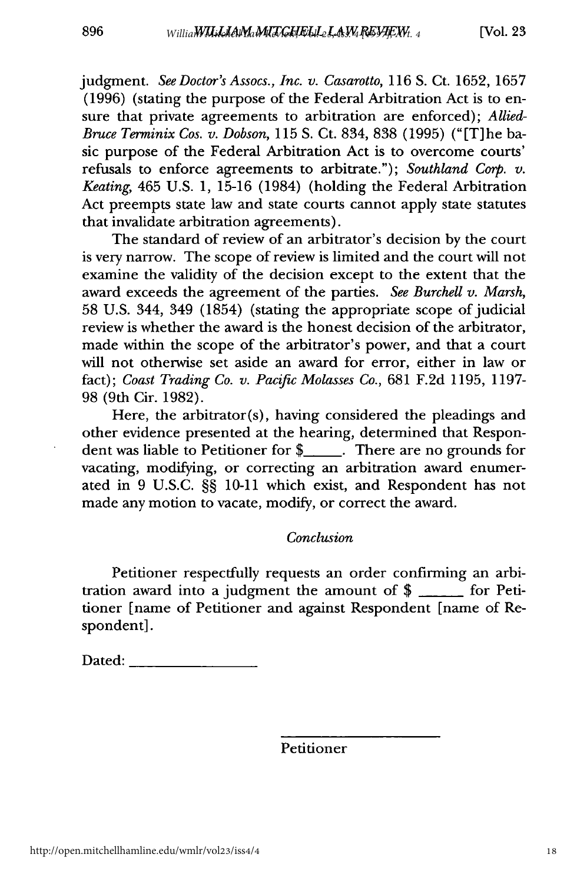judgment. *See Doctor's Assocs., Inc. v. Casarotto*, 116 S. Ct. 1652, 1657 (1996) (stating the purpose of the Federal Arbitration Act is to ensure that private agreements to arbitration are enforced); *Allied-Bruce Terminix Cos. v. Dobson*, 115 S. Ct. 834, 838 (1995) ("[T]he basic purpose of the Federal Arbitration Act is to overcome courts' refusals to enforce agreements to arbitrate."); *Southland Corp. v. Keating*, 465 U.S. 1, 15-16 (1984) (holding the Federal Arbitration Act preempts state law and state courts cannot apply state statutes that invalidate arbitration agreements).

The standard of review of an arbitrator's decision by the court is very narrow. The scope of review is limited and the court will not examine the validity of the decision except to the extent that the award exceeds the agreement of the parties. *See Burchell v. Marsh*, 58 U.S. 344, 349 (1854) (stating the appropriate scope of judicial review is whether the award is the honest decision of the arbitrator, made within the scope of the arbitrator's power, and that a court will not otherwise set aside an award for error, either in law or fact); *Coast Trading Co. v. Pacific Molasses Co.*, 681 F.2d 1195, 1197-98 (9th Cir. 1982).

Here, the arbitrator(s), having considered the pleadings and other evidence presented at the hearing, determined that Respondent was liable to Petitioner for $_____. There are no grounds for vacating, modifying, or correcting an arbitration award enumerated in 9 U.S.C. §§ 10-11 which exist, and Respondent has not made any motion to vacate, modify, or correct the award.

*Conclusion*

Petitioner respectfully requests an order confirming an arbitration award into a judgment the amount of $ _____ for Petitioner [name of Petitioner and against Respondent [name of Respondent].

Dated: _______________

_______________
Petitioner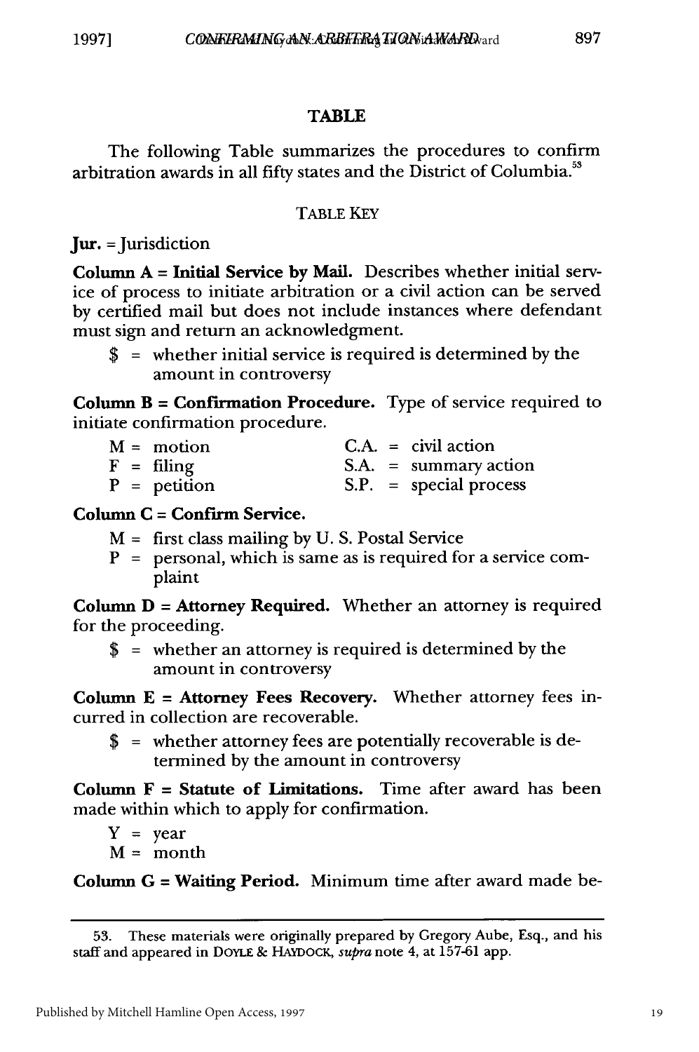## TABLE

The following Table summarizes the procedures to confirm arbitration awards in all fifty states and the District of Columbia.[53]

TABLE KEY

**Jur.** = Jurisdiction

**Column A = Initial Service by Mail.** Describes whether initial service of process to initiate arbitration or a civil action can be served by certified mail but does not include instances where defendant must sign and return an acknowledgment.

$ = whether initial service is required is determined by the amount in controversy

**Column B = Confirmation Procedure.** Type of service required to initiate confirmation procedure.

| | |
|---|---|
| M = motion | C.A. = civil action |
| F = filing | S.A. = summary action |
| P = petition | S.P. = special process |

**Column C = Confirm Service.**

M = first class mailing by U. S. Postal Service

P = personal, which is same as is required for a service complaint

**Column D = Attorney Required.** Whether an attorney is required for the proceeding.

$ = whether an attorney is required is determined by the amount in controversy

**Column E = Attorney Fees Recovery.** Whether attorney fees incurred in collection are recoverable.

$ = whether attorney fees are potentially recoverable is determined by the amount in controversy

**Column F = Statute of Limitations.** Time after award has been made within which to apply for confirmation.

Y = year

M = month

**Column G = Waiting Period.** Minimum time after award made be-

---

53. These materials were originally prepared by Gregory Aube, Esq., and his staff and appeared in DOYLE & HAYDOCK, *supra* note 4, at 157-61 app.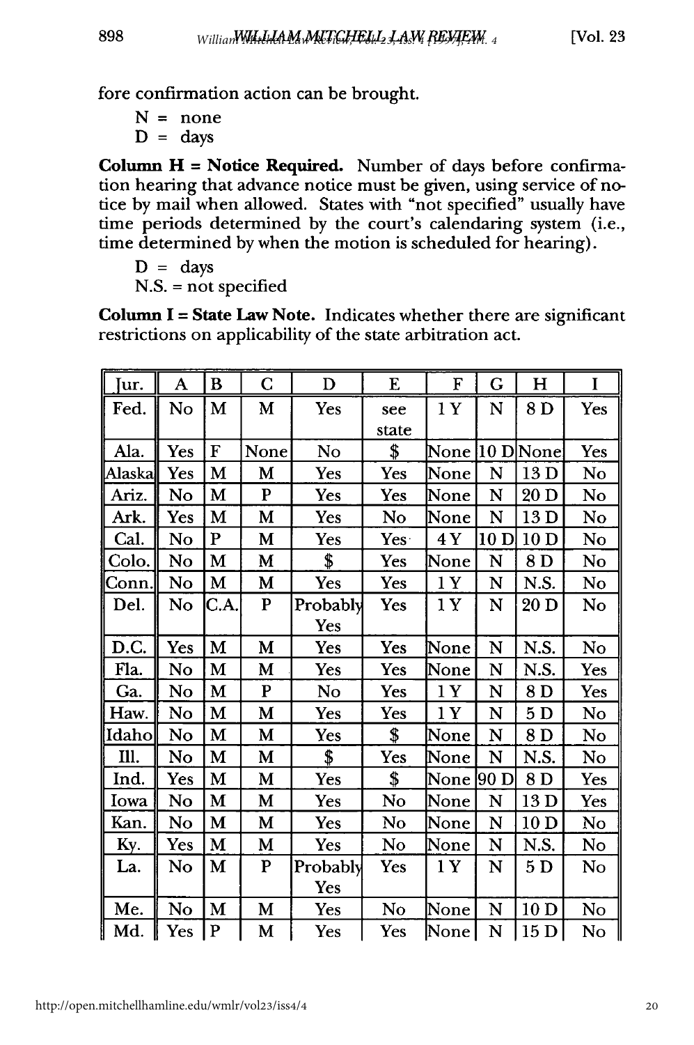fore confirmation action can be brought.

N = none
D = days

**Column H = Notice Required.** Number of days before confirmation hearing that advance notice must be given, using service of notice by mail when allowed. States with "not specified" usually have time periods determined by the court's calendaring system (i.e., time determined by when the motion is scheduled for hearing).

D = days
N.S. = not specified

**Column I = State Law Note.** Indicates whether there are significant restrictions on applicability of the state arbitration act.

| Jur. | A | B | C | D | E | F | G | H | I |
|---|---|---|---|---|---|---|---|---|---|
| Fed. | No | M | M | Yes | see state | 1 Y | N | 8 D | Yes |
| Ala. | Yes | F | None | No | $ | None | 10 D | None | Yes |
| Alaska | Yes | M | M | Yes | Yes | None | N | 13 D | No |
| Ariz. | No | M | P | Yes | Yes | None | N | 20 D | No |
| Ark. | Yes | M | M | Yes | No | None | N | 13 D | No |
| Cal. | No | P | M | Yes | Yes | 4 Y | 10 D | 10 D | No |
| Colo. | No | M | M | $ | Yes | None | N | 8 D | No |
| Conn. | No | M | M | Yes | Yes | 1 Y | N | N.S. | No |
| Del. | No | C.A. | P | Probably Yes | Yes | 1 Y | N | 20 D | No |
| D.C. | Yes | M | M | Yes | Yes | None | N | N.S. | No |
| Fla. | No | M | M | Yes | Yes | None | N | N.S. | Yes |
| Ga. | No | M | P | No | Yes | 1 Y | N | 8 D | Yes |
| Haw. | No | M | M | Yes | Yes | 1 Y | N | 5 D | No |
| Idaho | No | M | M | Yes | $ | None | N | 8 D | No |
| Ill. | No | M | M | $ | Yes | None | N | N.S. | No |
| Ind. | Yes | M | M | Yes | $ | None | 90 D | 8 D | Yes |
| Iowa | No | M | M | Yes | No | None | N | 13 D | Yes |
| Kan. | No | M | M | Yes | No | None | N | 10 D | No |
| Ky. | Yes | M | M | Yes | No | None | N | N.S. | No |
| La. | No | M | P | Probably Yes | Yes | 1 Y | N | 5 D | No |
| Me. | No | M | M | Yes | No | None | N | 10 D | No |
| Md. | Yes | P | M | Yes | Yes | None | N | 15 D | No |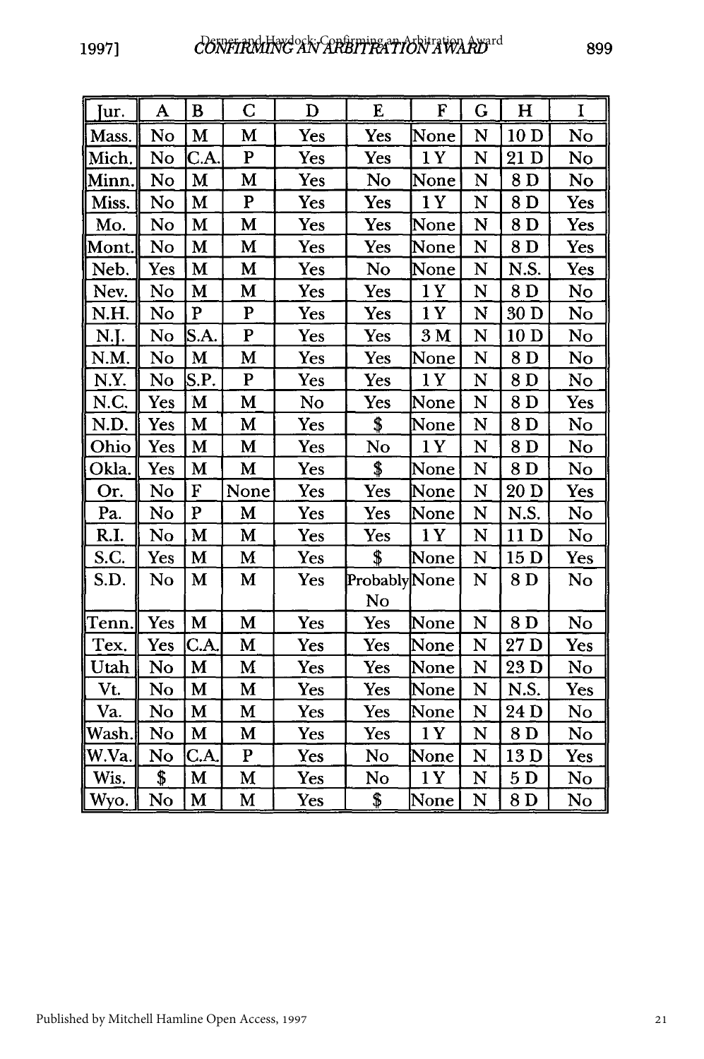| Jur. | A | B | C | D | E | F | G | H | I |
|---|---|---|---|---|---|---|---|---|---|
| Mass. | No | M | M | Yes | Yes | None | N | 10 D | No |
| Mich. | No | C.A. | P | Yes | Yes | 1 Y | N | 21 D | No |
| Minn. | No | M | M | Yes | No | None | N | 8 D | No |
| Miss. | No | M | P | Yes | Yes | 1 Y | N | 8 D | Yes |
| Mo. | No | M | M | Yes | Yes | None | N | 8 D | Yes |
| Mont. | No | M | M | Yes | Yes | None | N | 8 D | Yes |
| Neb. | Yes | M | M | Yes | No | None | N | N.S. | Yes |
| Nev. | No | M | M | Yes | Yes | 1 Y | N | 8 D | No |
| N.H. | No | P | P | Yes | Yes | 1 Y | N | 30 D | No |
| N.J. | No | S.A. | P | Yes | Yes | 3 M | N | 10 D | No |
| N.M. | No | M | M | Yes | Yes | None | N | 8 D | No |
| N.Y. | No | S.P. | P | Yes | Yes | 1 Y | N | 8 D | No |
| N.C. | Yes | M | M | No | Yes | None | N | 8 D | Yes |
| N.D. | Yes | M | M | Yes | $ | None | N | 8 D | No |
| Ohio | Yes | M | M | Yes | No | 1 Y | N | 8 D | No |
| Okla. | Yes | M | M | Yes | $ | None | N | 8 D | No |
| Or. | No | F | None | Yes | Yes | None | N | 20 D | Yes |
| Pa. | No | P | M | Yes | Yes | None | N | N.S. | No |
| R.I. | No | M | M | Yes | Yes | 1 Y | N | 11 D | No |
| S.C. | Yes | M | M | Yes | $ | None | N | 15 D | Yes |
| S.D. | No | M | M | Yes | Probably No | None | N | 8 D | No |
| Tenn. | Yes | M | M | Yes | Yes | None | N | 8 D | No |
| Tex. | Yes | C.A. | M | Yes | Yes | None | N | 27 D | Yes |
| Utah | No | M | M | Yes | Yes | None | N | 23 D | No |
| Vt. | No | M | M | Yes | Yes | None | N | N.S. | Yes |
| Va. | No | M | M | Yes | Yes | None | N | 24 D | No |
| Wash. | No | M | M | Yes | Yes | 1 Y | N | 8 D | No |
| W.Va. | No | C.A. | P | Yes | No | None | N | 13 D | Yes |
| Wis. | $ | M | M | Yes | No | 1 Y | N | 5 D | No |
| Wyo. | No | M | M | Yes | $ | None | N | 8 D | No |